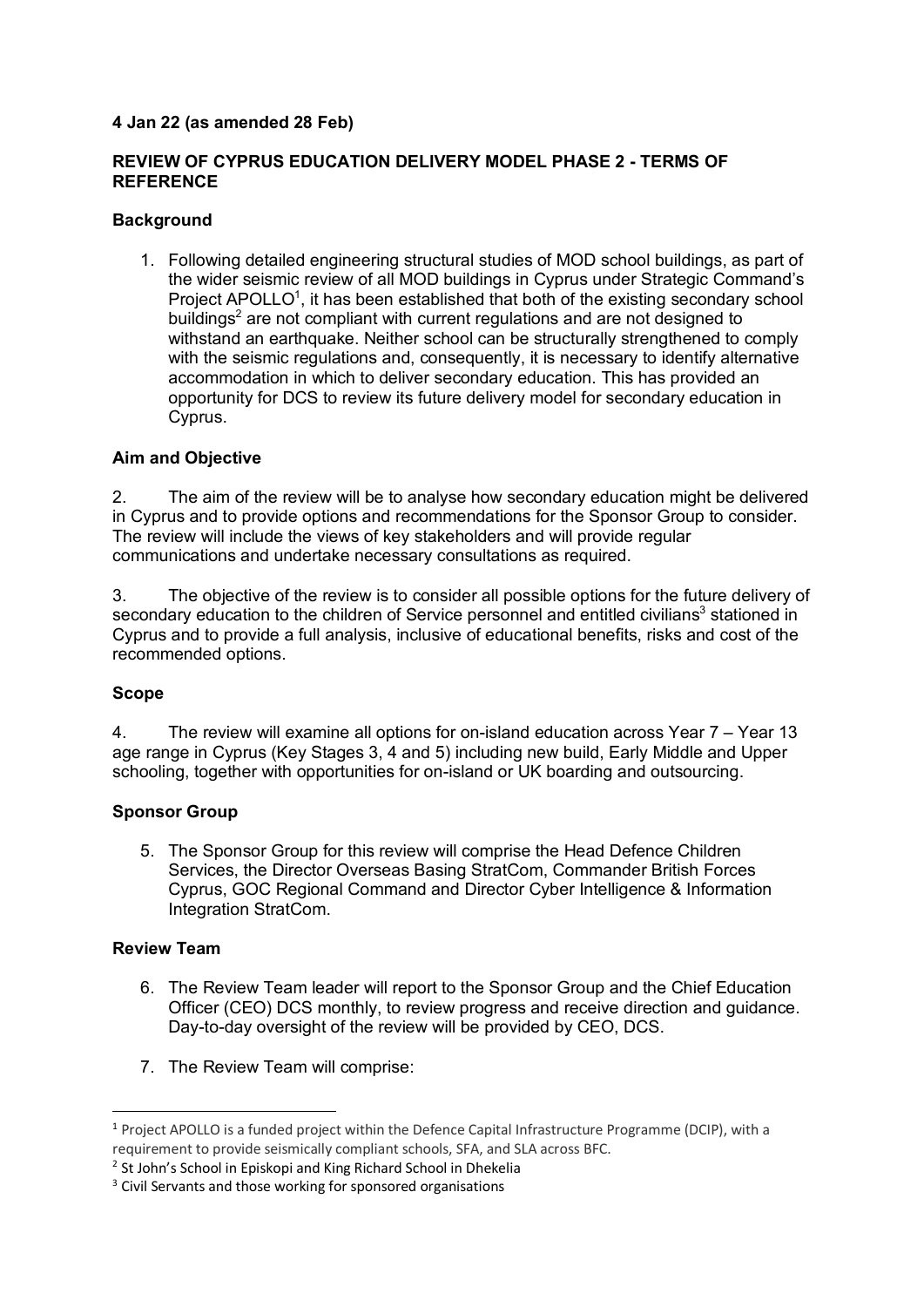**4 Jan 22 (as amended 28 Feb)**

**REVIEW OF CYPRUS EDUCATION DELIVERY MODEL PHASE 2 - TERMS OF REFERENCE**

**Background**

1. Following detailed engineering structural studies of MOD school buildings, as part of the wider seismic review of all MOD buildings in Cyprus under Strategic Command's Project APOLLO[1], it has been established that both of the existing secondary school buildings[2] are not compliant with current regulations and are not designed to withstand an earthquake. Neither school can be structurally strengthened to comply with the seismic regulations and, consequently, it is necessary to identify alternative accommodation in which to deliver secondary education. This has provided an opportunity for DCS to review its future delivery model for secondary education in Cyprus.

**Aim and Objective**

2. The aim of the review will be to analyse how secondary education might be delivered in Cyprus and to provide options and recommendations for the Sponsor Group to consider. The review will include the views of key stakeholders and will provide regular communications and undertake necessary consultations as required.

3. The objective of the review is to consider all possible options for the future delivery of secondary education to the children of Service personnel and entitled civilians[3] stationed in Cyprus and to provide a full analysis, inclusive of educational benefits, risks and cost of the recommended options.

**Scope**

4. The review will examine all options for on-island education across Year 7 – Year 13 age range in Cyprus (Key Stages 3, 4 and 5) including new build, Early Middle and Upper schooling, together with opportunities for on-island or UK boarding and outsourcing.

**Sponsor Group**

5. The Sponsor Group for this review will comprise the Head Defence Children Services, the Director Overseas Basing StratCom, Commander British Forces Cyprus, GOC Regional Command and Director Cyber Intelligence & Information Integration StratCom.

**Review Team**

6. The Review Team leader will report to the Sponsor Group and the Chief Education Officer (CEO) DCS monthly, to review progress and receive direction and guidance. Day-to-day oversight of the review will be provided by CEO, DCS.

7. The Review Team will comprise:

---

[1] Project APOLLO is a funded project within the Defence Capital Infrastructure Programme (DCIP), with a requirement to provide seismically compliant schools, SFA, and SLA across BFC.

[2] St John's School in Episkopi and King Richard School in Dhekelia

[3] Civil Servants and those working for sponsored organisations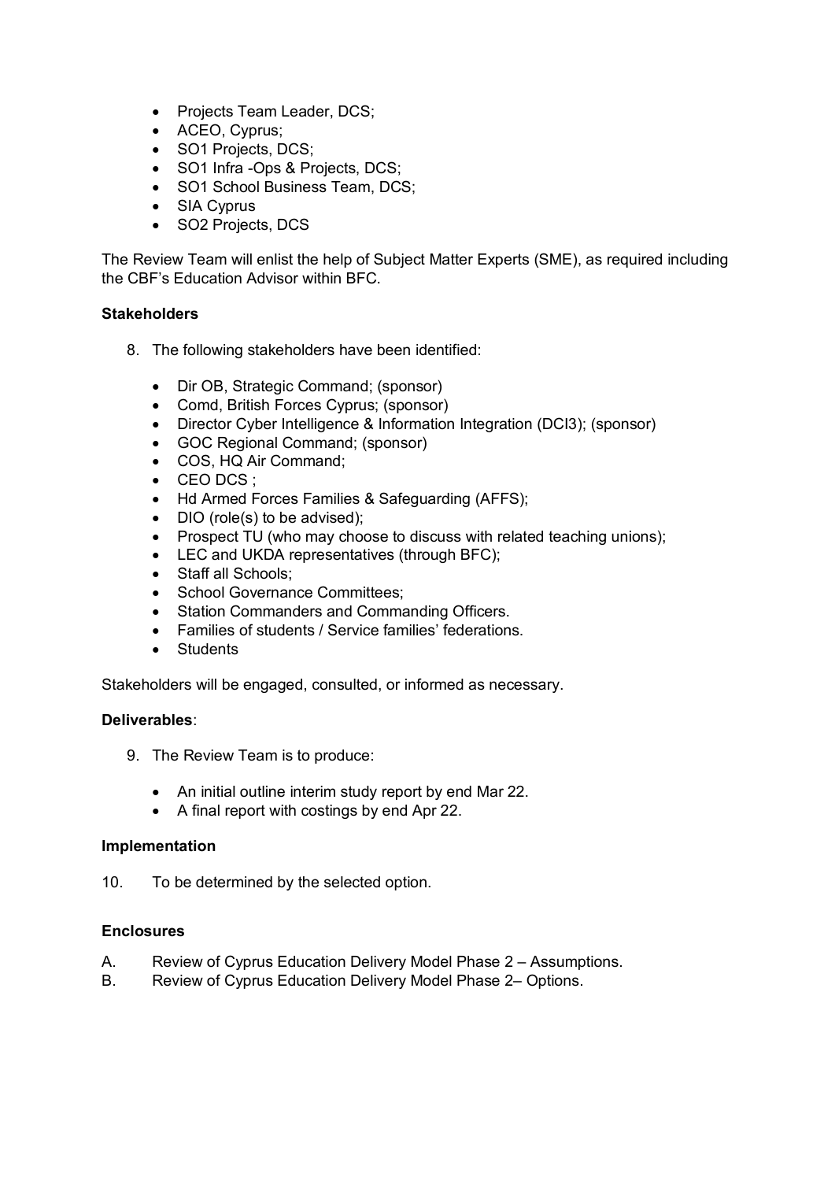- Projects Team Leader, DCS;
- ACEO, Cyprus;
- SO1 Projects, DCS;
- SO1 Infra -Ops & Projects, DCS;
- SO1 School Business Team, DCS;
- SIA Cyprus
- SO2 Projects, DCS

The Review Team will enlist the help of Subject Matter Experts (SME), as required including the CBF's Education Advisor within BFC.

**Stakeholders**

8. The following stakeholders have been identified:

   - Dir OB, Strategic Command; (sponsor)
   - Comd, British Forces Cyprus; (sponsor)
   - Director Cyber Intelligence & Information Integration (DCI3); (sponsor)
   - GOC Regional Command; (sponsor)
   - COS, HQ Air Command;
   - CEO DCS ;
   - Hd Armed Forces Families & Safeguarding (AFFS);
   - DIO (role(s) to be advised);
   - Prospect TU (who may choose to discuss with related teaching unions);
   - LEC and UKDA representatives (through BFC);
   - Staff all Schools;
   - School Governance Committees;
   - Station Commanders and Commanding Officers.
   - Families of students / Service families' federations.
   - Students

Stakeholders will be engaged, consulted, or informed as necessary.

**Deliverables**:

9. The Review Team is to produce:

   - An initial outline interim study report by end Mar 22.
   - A final report with costings by end Apr 22.

**Implementation**

10. To be determined by the selected option.

**Enclosures**

A. Review of Cyprus Education Delivery Model Phase 2 – Assumptions.
B. Review of Cyprus Education Delivery Model Phase 2– Options.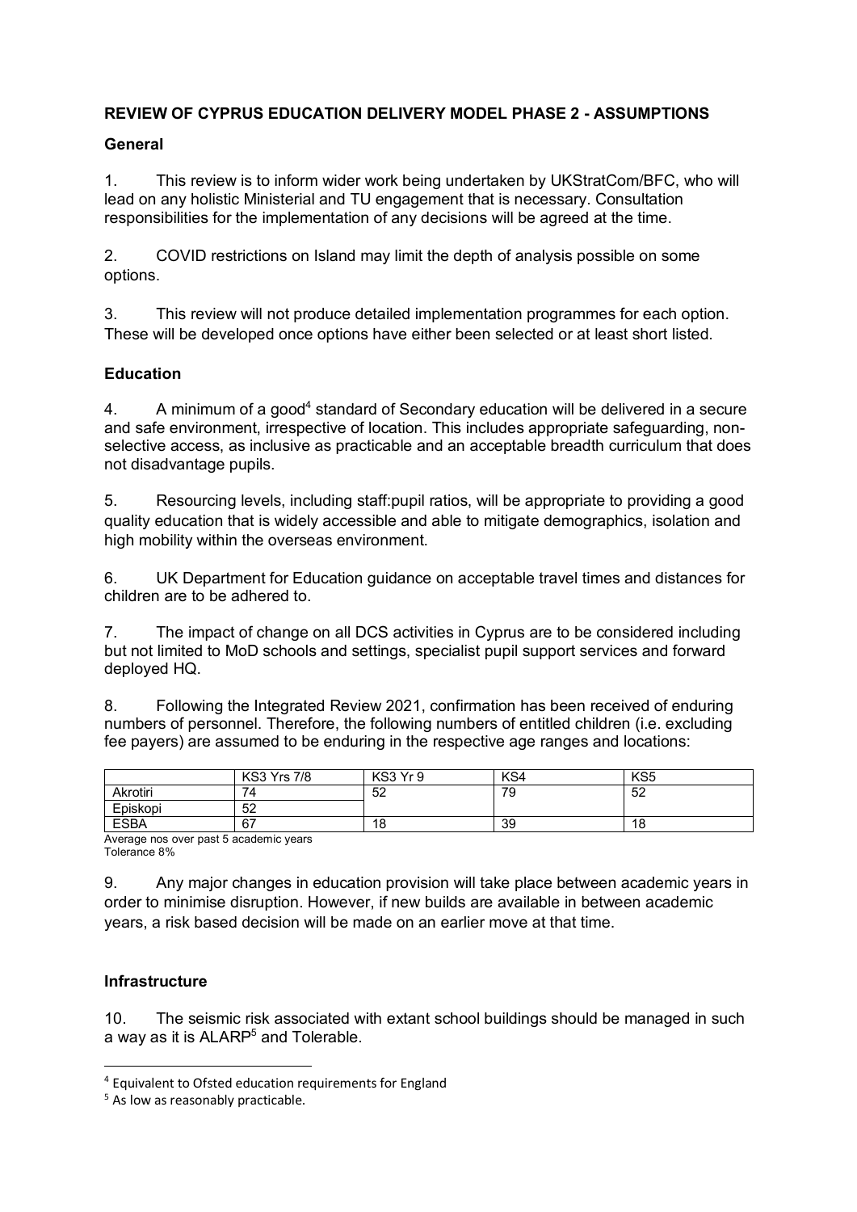**REVIEW OF CYPRUS EDUCATION DELIVERY MODEL PHASE 2 - ASSUMPTIONS**

**General**

1. This review is to inform wider work being undertaken by UKStratCom/BFC, who will lead on any holistic Ministerial and TU engagement that is necessary. Consultation responsibilities for the implementation of any decisions will be agreed at the time.

2. COVID restrictions on Island may limit the depth of analysis possible on some options.

3. This review will not produce detailed implementation programmes for each option. These will be developed once options have either been selected or at least short listed.

**Education**

4. A minimum of a good[4] standard of Secondary education will be delivered in a secure and safe environment, irrespective of location. This includes appropriate safeguarding, non-selective access, as inclusive as practicable and an acceptable breadth curriculum that does not disadvantage pupils.

5. Resourcing levels, including staff:pupil ratios, will be appropriate to providing a good quality education that is widely accessible and able to mitigate demographics, isolation and high mobility within the overseas environment.

6. UK Department for Education guidance on acceptable travel times and distances for children are to be adhered to.

7. The impact of change on all DCS activities in Cyprus are to be considered including but not limited to MoD schools and settings, specialist pupil support services and forward deployed HQ.

8. Following the Integrated Review 2021, confirmation has been received of enduring numbers of personnel. Therefore, the following numbers of entitled children (i.e. excluding fee payers) are assumed to be enduring in the respective age ranges and locations:

| | KS3 Yrs 7/8 | KS3 Yr 9 | KS4 | KS5 |
|---|---|---|---|---|
| Akrotiri | 74 | 52 | 79 | 52 |
| Episkopi | 52 | | | |
| ESBA | 67 | 18 | 39 | 18 |

Average nos over past 5 academic years
Tolerance 8%

9. Any major changes in education provision will take place between academic years in order to minimise disruption. However, if new builds are available in between academic years, a risk based decision will be made on an earlier move at that time.

**Infrastructure**

10. The seismic risk associated with extant school buildings should be managed in such a way as it is ALARP[5] and Tolerable.

[4] Equivalent to Ofsted education requirements for England

[5] As low as reasonably practicable.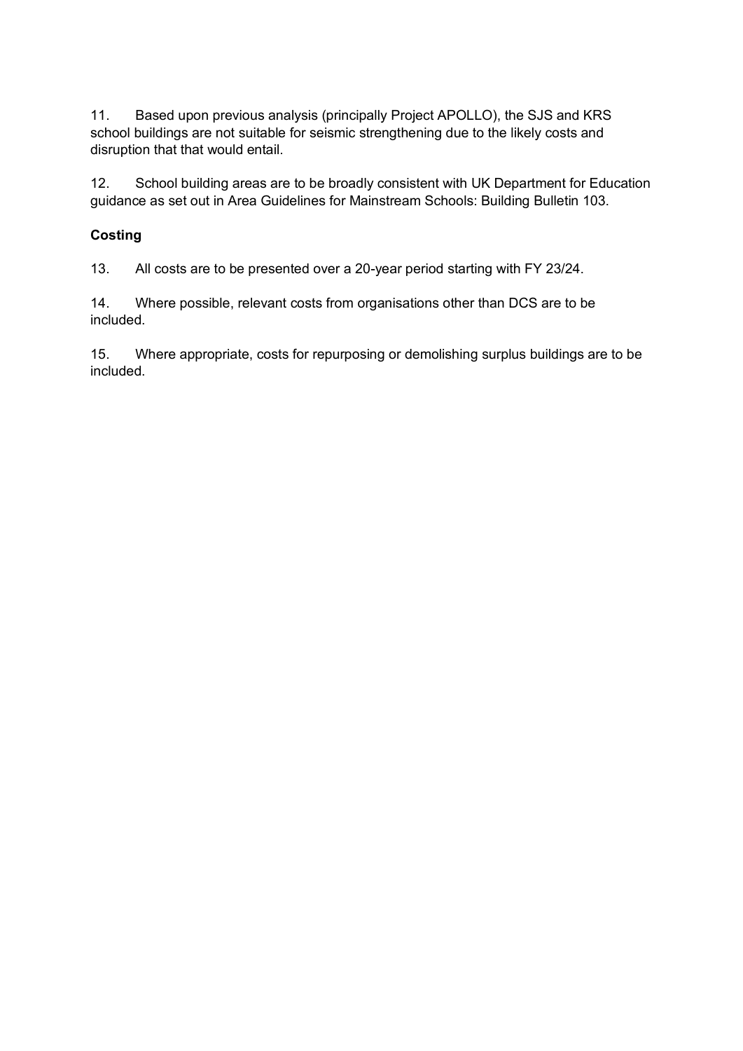11. Based upon previous analysis (principally Project APOLLO), the SJS and KRS school buildings are not suitable for seismic strengthening due to the likely costs and disruption that that would entail.

12. School building areas are to be broadly consistent with UK Department for Education guidance as set out in Area Guidelines for Mainstream Schools: Building Bulletin 103.

**Costing**

13. All costs are to be presented over a 20-year period starting with FY 23/24.

14. Where possible, relevant costs from organisations other than DCS are to be included.

15. Where appropriate, costs for repurposing or demolishing surplus buildings are to be included.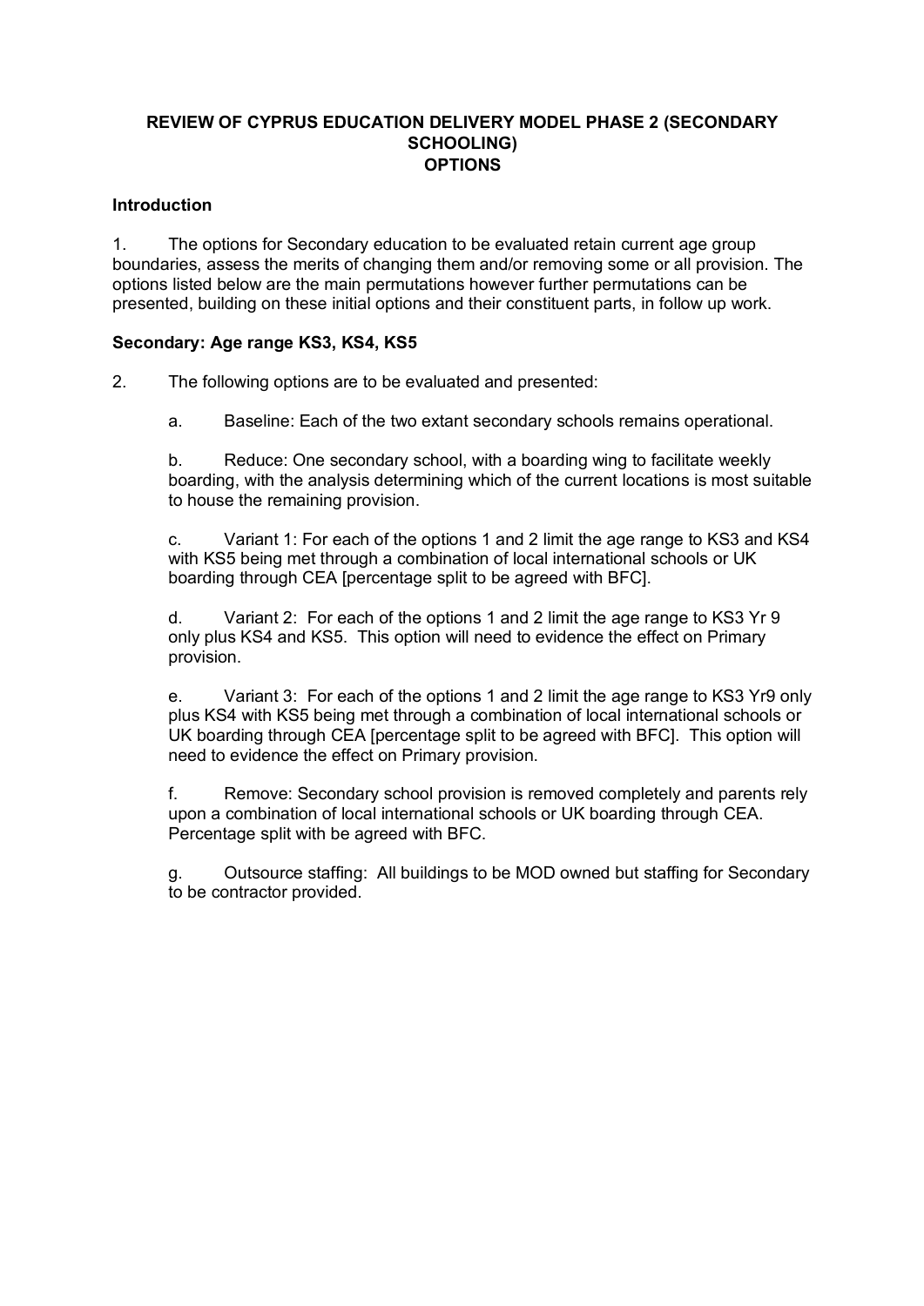# REVIEW OF CYPRUS EDUCATION DELIVERY MODEL PHASE 2 (SECONDARY SCHOOLING)
# OPTIONS

## Introduction

1. The options for Secondary education to be evaluated retain current age group boundaries, assess the merits of changing them and/or removing some or all provision. The options listed below are the main permutations however further permutations can be presented, building on these initial options and their constituent parts, in follow up work.

## Secondary: Age range KS3, KS4, KS5

2. The following options are to be evaluated and presented:

   a. Baseline: Each of the two extant secondary schools remains operational.

   b. Reduce: One secondary school, with a boarding wing to facilitate weekly boarding, with the analysis determining which of the current locations is most suitable to house the remaining provision.

   c. Variant 1: For each of the options 1 and 2 limit the age range to KS3 and KS4 with KS5 being met through a combination of local international schools or UK boarding through CEA [percentage split to be agreed with BFC].

   d. Variant 2: For each of the options 1 and 2 limit the age range to KS3 Yr 9 only plus KS4 and KS5. This option will need to evidence the effect on Primary provision.

   e. Variant 3: For each of the options 1 and 2 limit the age range to KS3 Yr9 only plus KS4 with KS5 being met through a combination of local international schools or UK boarding through CEA [percentage split to be agreed with BFC]. This option will need to evidence the effect on Primary provision.

   f. Remove: Secondary school provision is removed completely and parents rely upon a combination of local international schools or UK boarding through CEA. Percentage split with be agreed with BFC.

   g. Outsource staffing: All buildings to be MOD owned but staffing for Secondary to be contractor provided.